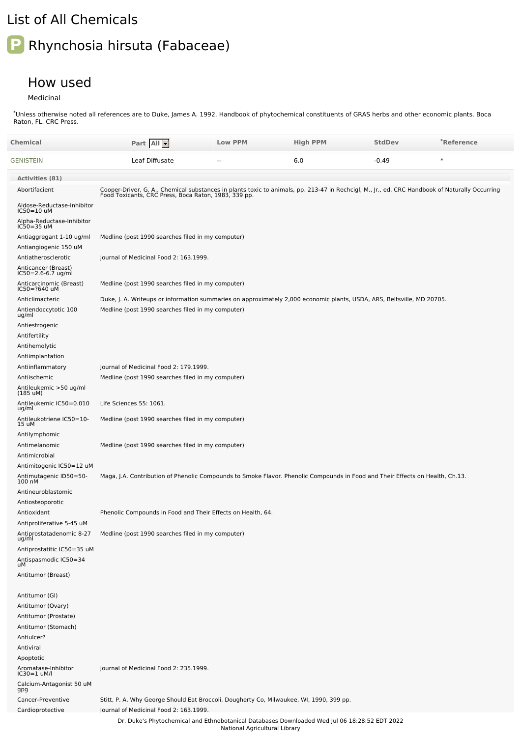# List of All Chemicals

## Rhynchosia hirsuta (Fabaceae)

### How used

Medicinal

*Unless otherwise noted all references are to Duke, James A. 1992. Handbook of phytochemical constituents of GRAS herbs and other economic plants. Boca Raton, FL. CRC Press.

| Chemical | Part | Low PPM | High PPM | StdDev | *Reference |
|---|---|---|---|---|---|
| GENISTEIN | Leaf Diffusate | -- | 6.0 | -0.49 | * |

| Activities (81) | |
|---|---|
| Abortifacient | Cooper-Driver, G. A., Chemical substances in plants toxic to animals, pp. 213-47 in Rechcigl, M., Jr., ed. CRC Handbook of Naturally Occurring Food Toxicants, CRC Press, Boca Raton, 1983, 339 pp. |
| Aldose-Reductase-Inhibitor IC50=10 uM | |
| Alpha-Reductase-Inhibitor IC50=35 uM | |
| Antiaggregant 1-10 ug/ml | Medline (post 1990 searches filed in my computer) |
| Antiangiogenic 150 uM | |
| Antiatherosclerotic | Journal of Medicinal Food 2: 163.1999. |
| Anticancer (Breast) IC50=2.6-6.7 ug/ml | |
| Anticarcinomic (Breast) IC50=?640 uM | Medline (post 1990 searches filed in my computer) |
| Anticlimacteric | Duke, J. A. Writeups or information summaries on approximately 2,000 economic plants, USDA, ARS, Beltsville, MD 20705. |
| Antiendoccytotic 100 ug/ml | Medline (post 1990 searches filed in my computer) |
| Antiestrogenic | |
| Antifertility | |
| Antihemolytic | |
| Antiimplantation | |
| Antiinflammatory | Journal of Medicinal Food 2: 179.1999. |
| Antiischemic | Medline (post 1990 searches filed in my computer) |
| Antileukemic >50 ug/ml (185 uM) | |
| Antileukemic IC50=0.010 ug/ml | Life Sciences 55: 1061. |
| Antileukotriene IC50=10-15 uM | Medline (post 1990 searches filed in my computer) |
| Antilymphomic | |
| Antimelanomic | Medline (post 1990 searches filed in my computer) |
| Antimicrobial | |
| Antimitogenic IC50=12 uM | |
| Antimutagenic ID50=50-100 nM | Maga, J.A. Contribution of Phenolic Compounds to Smoke Flavor. Phenolic Compounds in Food and Their Effects on Health, Ch.13. |
| Antineuroblastomic | |
| Antiosteoporotic | |
| Antioxidant | Phenolic Compounds in Food and Their Effects on Health, 64. |
| Antiproliferative 5-45 uM | |
| Antiprostatadenomic 8-27 ug/ml | Medline (post 1990 searches filed in my computer) |
| Antiprostatitic IC50=35 uM | |
| Antispasmodic IC50=34 uM | |
| Antitumor (Breast) | |
| Antitumor (GI) | |
| Antitumor (Ovary) | |
| Antitumor (Prostate) | |
| Antitumor (Stomach) | |
| Antiulcer? | |
| Antiviral | |
| Apoptotic | |
| Aromatase-Inhibitor IC30=1 uM/l | Journal of Medicinal Food 2: 235.1999. |
| Calcium-Antagonist 50 uM gpg | |
| Cancer-Preventive | Stitt, P. A. Why George Should Eat Broccoli. Dougherty Co, Milwaukee, WI, 1990, 399 pp. |
| Cardioprotective | Journal of Medicinal Food 2: 163.1999. |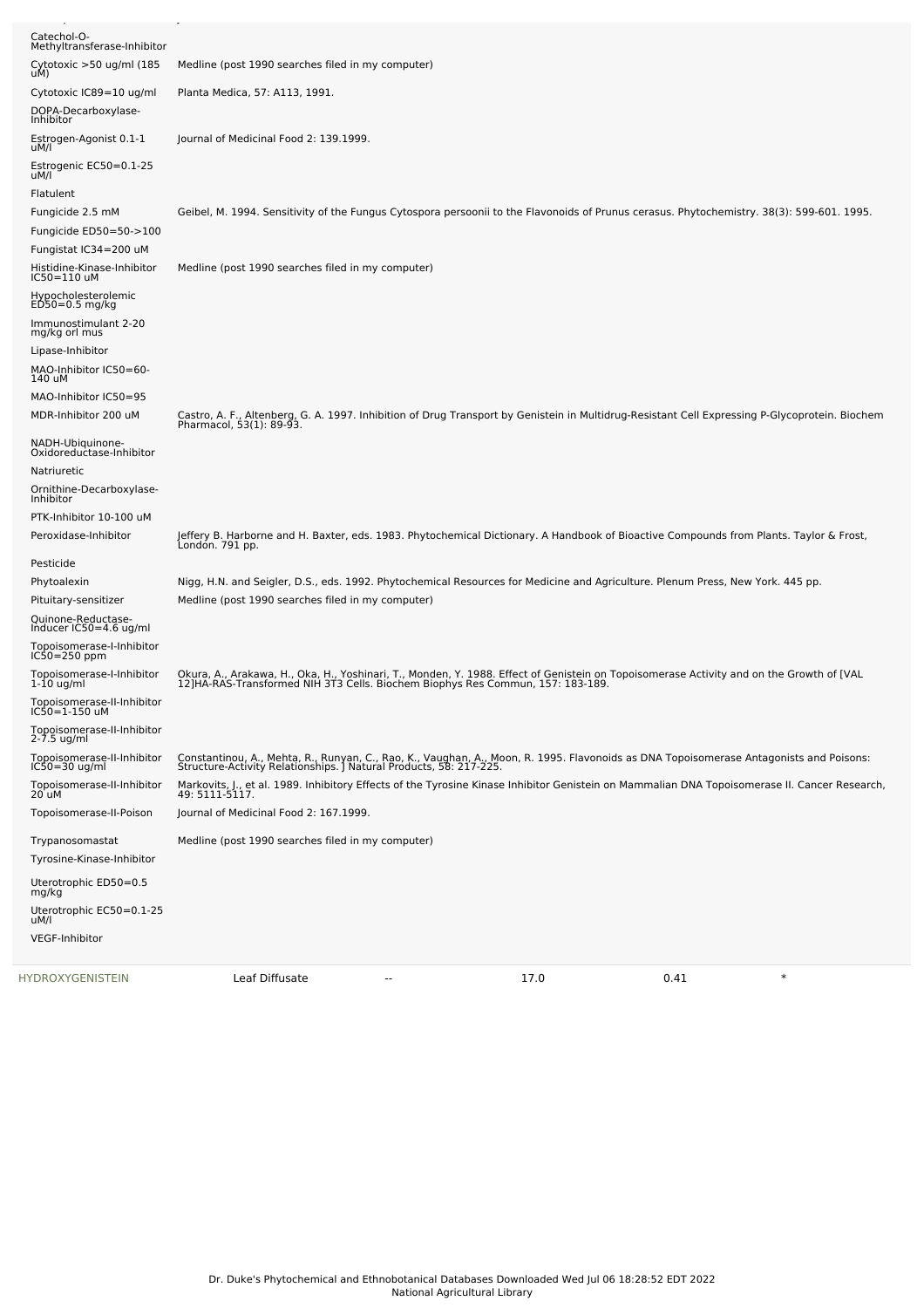| | |
|---|---|
| Catechol-O-Methyltransferase-Inhibitor | |
| Cytotoxic >50 ug/ml (185 uM) | Medline (post 1990 searches filed in my computer) |
| Cytotoxic IC89=10 ug/ml | Planta Medica, 57: A113, 1991. |
| DOPA-Decarboxylase-Inhibitor | |
| Estrogen-Agonist 0.1-1 uM/l | Journal of Medicinal Food 2: 139.1999. |
| Estrogenic EC50=0.1-25 uM/l | |
| Flatulent | |
| Fungicide 2.5 mM | Geibel, M. 1994. Sensitivity of the Fungus Cytospora persoonii to the Flavonoids of Prunus cerasus. Phytochemistry. 38(3): 599-601. 1995. |
| Fungicide ED50=50->100 | |
| Fungistat IC34=200 uM | |
| Histidine-Kinase-Inhibitor IC50=110 uM | Medline (post 1990 searches filed in my computer) |
| Hypocholesterolemic ED50=0.5 mg/kg | |
| Immunostimulant 2-20 mg/kg orl mus | |
| Lipase-Inhibitor | |
| MAO-Inhibitor IC50=60-140 uM | |
| MAO-Inhibitor IC50=95 | |
| MDR-Inhibitor 200 uM | Castro, A. F., Altenberg, G. A. 1997. Inhibition of Drug Transport by Genistein in Multidrug-Resistant Cell Expressing P-Glycoprotein. Biochem Pharmacol, 53(1): 89-93. |
| NADH-Ubiquinone-Oxidoreductase-Inhibitor | |
| Natriuretic | |
| Ornithine-Decarboxylase-Inhibitor | |
| PTK-Inhibitor 10-100 uM | |
| Peroxidase-Inhibitor | Jeffery B. Harborne and H. Baxter, eds. 1983. Phytochemical Dictionary. A Handbook of Bioactive Compounds from Plants. Taylor & Frost, London. 791 pp. |
| Pesticide | |
| Phytoalexin | Nigg, H.N. and Seigler, D.S., eds. 1992. Phytochemical Resources for Medicine and Agriculture. Plenum Press, New York. 445 pp. |
| Pituitary-sensitizer | Medline (post 1990 searches filed in my computer) |
| Quinone-Reductase-Inducer IC50=4.6 ug/ml | |
| Topoisomerase-I-Inhibitor IC50=250 ppm | |
| Topoisomerase-I-Inhibitor 1-10 ug/ml | Okura, A., Arakawa, H., Oka, H., Yoshinari, T., Monden, Y. 1988. Effect of Genistein on Topoisomerase Activity and on the Growth of [VAL 12]HA-RAS-Transformed NIH 3T3 Cells. Biochem Biophys Res Commun, 157: 183-189. |
| Topoisomerase-II-Inhibitor IC50=1-150 uM | |
| Topoisomerase-II-Inhibitor 2-7.5 ug/ml | |
| Topoisomerase-II-Inhibitor IC50=30 ug/ml | Constantinou, A., Mehta, R., Runyan, C., Rao, K., Vaughan, A., Moon, R. 1995. Flavonoids as DNA Topoisomerase Antagonists and Poisons: Structure-Activity Relationships. J Natural Products, 58: 217-225. |
| Topoisomerase-II-Inhibitor 20 uM | Markovits, J., et al. 1989. Inhibitory Effects of the Tyrosine Kinase Inhibitor Genistein on Mammalian DNA Topoisomerase II. Cancer Research, 49: 5111-5117. |
| Topoisomerase-II-Poison | Journal of Medicinal Food 2: 167.1999. |
| Trypanosomastat | Medline (post 1990 searches filed in my computer) |
| Tyrosine-Kinase-Inhibitor | |
| Uterotrophic ED50=0.5 mg/kg | |
| Uterotrophic EC50=0.1-25 uM/l | |
| VEGF-Inhibitor | |

| | | | | | |
|---|---|---|---|---|---|
| HYDROXYGENISTEIN | Leaf Diffusate | -- | 17.0 | 0.41 | * |

Dr. Duke's Phytochemical and Ethnobotanical Databases Downloaded Wed Jul 06 18:28:52 EDT 2022
National Agricultural Library